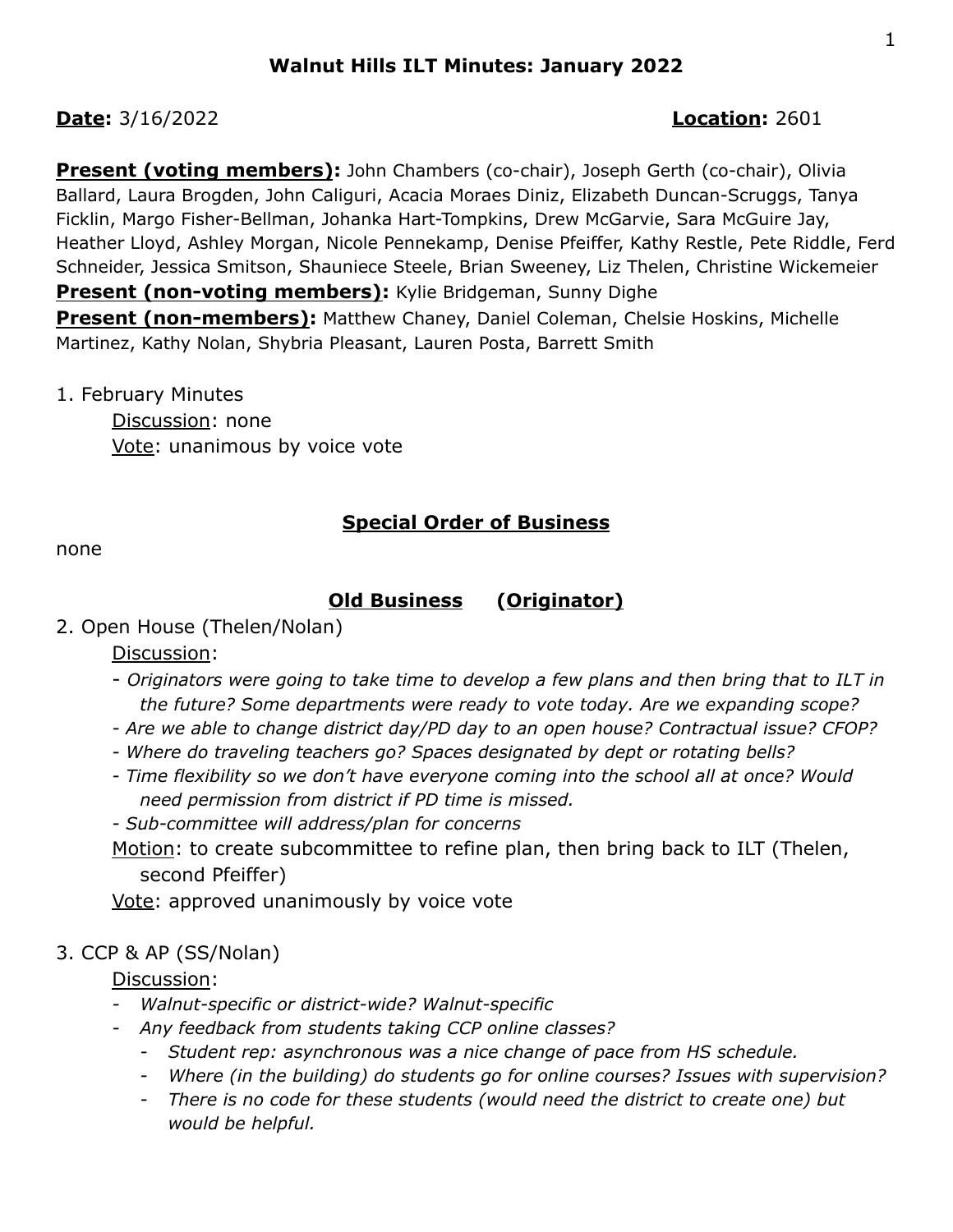# Walnut Hills ILT Minutes: January 2022

**Date:** 3/16/2022 **Location:** 2601

**Present (voting members):** John Chambers (co-chair), Joseph Gerth (co-chair), Olivia Ballard, Laura Brogden, John Caliguri, Acacia Moraes Diniz, Elizabeth Duncan-Scruggs, Tanya Ficklin, Margo Fisher-Bellman, Johanka Hart-Tompkins, Drew McGarvie, Sara McGuire Jay, Heather Lloyd, Ashley Morgan, Nicole Pennekamp, Denise Pfeiffer, Kathy Restle, Pete Riddle, Ferd Schneider, Jessica Smitson, Shauniece Steele, Brian Sweeney, Liz Thelen, Christine Wickemeier
**Present (non-voting members):** Kylie Bridgeman, Sunny Dighe
**Present (non-members):** Matthew Chaney, Daniel Coleman, Chelsie Hoskins, Michelle Martinez, Kathy Nolan, Shybria Pleasant, Lauren Posta, Barrett Smith

1. February Minutes
   Discussion: none
   Vote: unanimous by voice vote

## Special Order of Business

none

## Old Business (Originator)

2. Open House (Thelen/Nolan)
   Discussion:
   - *Originators were going to take time to develop a few plans and then bring that to ILT in the future? Some departments were ready to vote today. Are we expanding scope?*
   - *Are we able to change district day/PD day to an open house? Contractual issue? CFOP?*
   - *Where do traveling teachers go? Spaces designated by dept or rotating bells?*
   - *Time flexibility so we don't have everyone coming into the school all at once? Would need permission from district if PD time is missed.*
   - *Sub-committee will address/plan for concerns*

   Motion: to create subcommittee to refine plan, then bring back to ILT (Thelen, second Pfeiffer)
   Vote: approved unanimously by voice vote

3. CCP & AP (SS/Nolan)
   Discussion:
   - *Walnut-specific or district-wide? Walnut-specific*
   - *Any feedback from students taking CCP online classes?*
     - *Student rep: asynchronous was a nice change of pace from HS schedule.*
     - *Where (in the building) do students go for online courses? Issues with supervision?*
     - *There is no code for these students (would need the district to create one) but would be helpful.*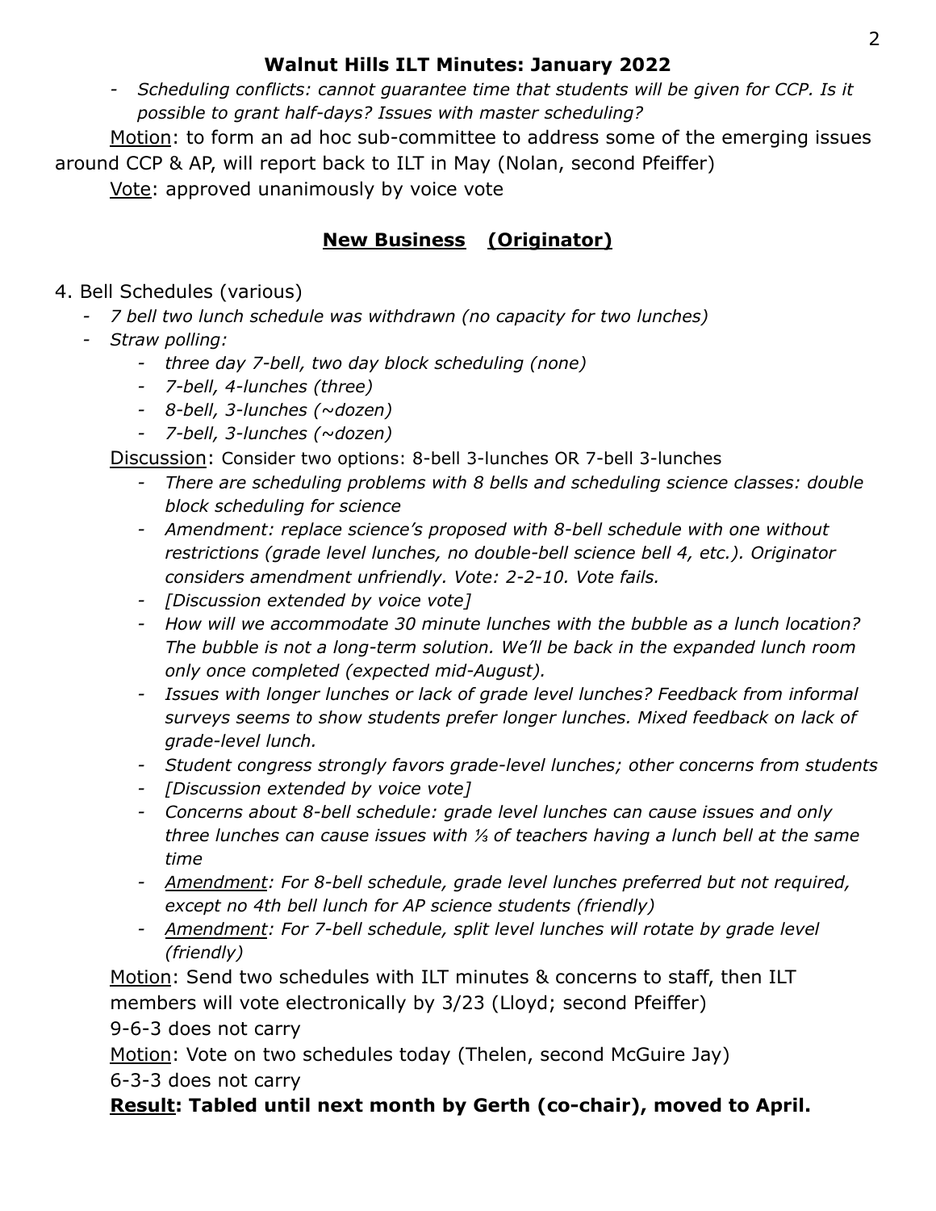**Walnut Hills ILT Minutes: January 2022**

- *Scheduling conflicts: cannot guarantee time that students will be given for CCP. Is it possible to grant half-days? Issues with master scheduling?*

Motion: to form an ad hoc sub-committee to address some of the emerging issues around CCP & AP, will report back to ILT in May (Nolan, second Pfeiffer)

Vote: approved unanimously by voice vote

## New Business (Originator)

4. Bell Schedules (various)
    - *7 bell two lunch schedule was withdrawn (no capacity for two lunches)*
    - *Straw polling:*
        - *three day 7-bell, two day block scheduling (none)*
        - *7-bell, 4-lunches (three)*
        - *8-bell, 3-lunches (~dozen)*
        - *7-bell, 3-lunches (~dozen)*

    Discussion: Consider two options: 8-bell 3-lunches OR 7-bell 3-lunches

    - *There are scheduling problems with 8 bells and scheduling science classes: double block scheduling for science*
    - *Amendment: replace science's proposed with 8-bell schedule with one without restrictions (grade level lunches, no double-bell science bell 4, etc.). Originator considers amendment unfriendly. Vote: 2-2-10. Vote fails.*
    - *[Discussion extended by voice vote]*
    - *How will we accommodate 30 minute lunches with the bubble as a lunch location? The bubble is not a long-term solution. We'll be back in the expanded lunch room only once completed (expected mid-August).*
    - *Issues with longer lunches or lack of grade level lunches? Feedback from informal surveys seems to show students prefer longer lunches. Mixed feedback on lack of grade-level lunch.*
    - *Student congress strongly favors grade-level lunches; other concerns from students*
    - *[Discussion extended by voice vote]*
    - *Concerns about 8-bell schedule: grade level lunches can cause issues and only three lunches can cause issues with ⅓ of teachers having a lunch bell at the same time*
    - *Amendment: For 8-bell schedule, grade level lunches preferred but not required, except no 4th bell lunch for AP science students (friendly)*
    - *Amendment: For 7-bell schedule, split level lunches will rotate by grade level (friendly)*

    Motion: Send two schedules with ILT minutes & concerns to staff, then ILT members will vote electronically by 3/23 (Lloyd; second Pfeiffer)

    9-6-3 does not carry

    Motion: Vote on two schedules today (Thelen, second McGuire Jay)

    6-3-3 does not carry

    **Result: Tabled until next month by Gerth (co-chair), moved to April.**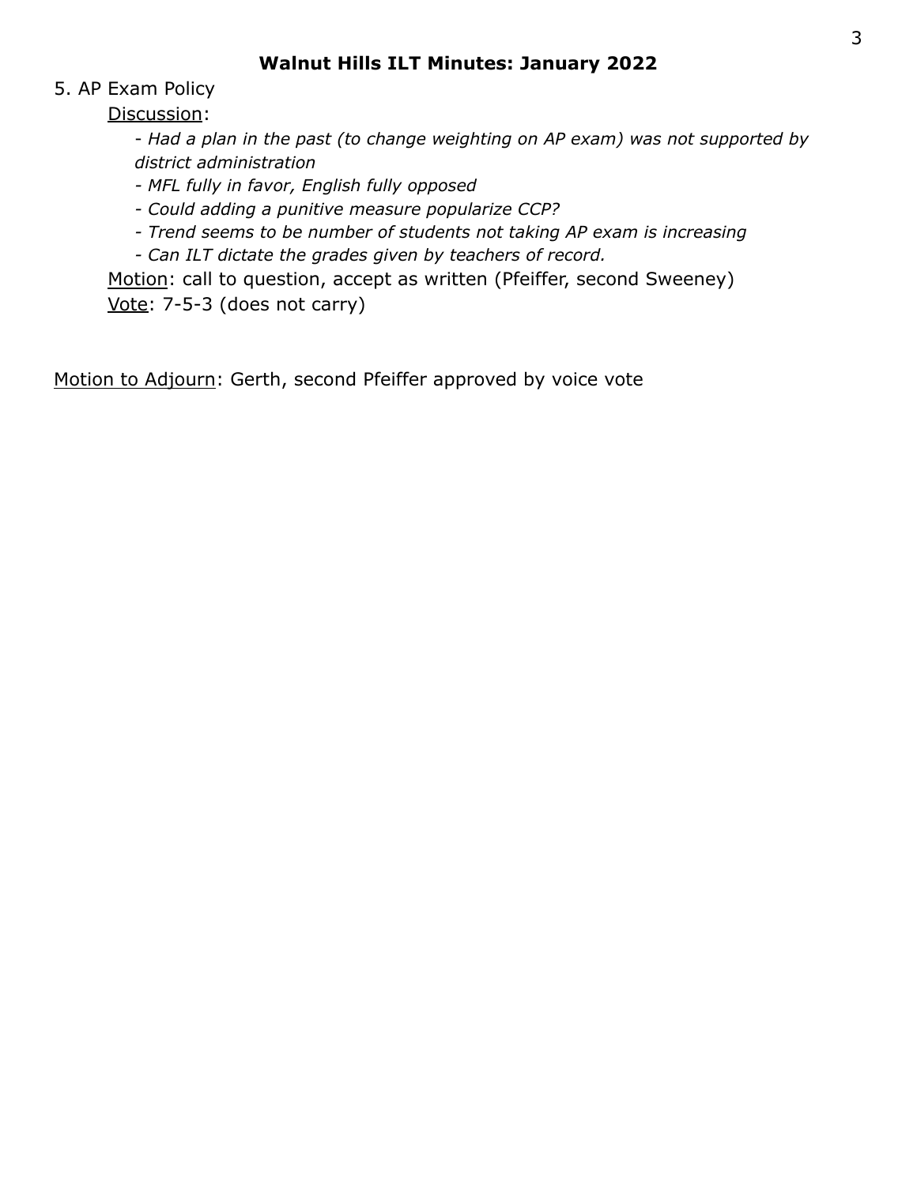## Walnut Hills ILT Minutes: January 2022

5. AP Exam Policy

Discussion:

- *Had a plan in the past (to change weighting on AP exam) was not supported by district administration*
- *MFL fully in favor, English fully opposed*
- *Could adding a punitive measure popularize CCP?*
- *Trend seems to be number of students not taking AP exam is increasing*
- *Can ILT dictate the grades given by teachers of record.*

Motion: call to question, accept as written (Pfeiffer, second Sweeney)

Vote: 7-5-3 (does not carry)

Motion to Adjourn: Gerth, second Pfeiffer approved by voice vote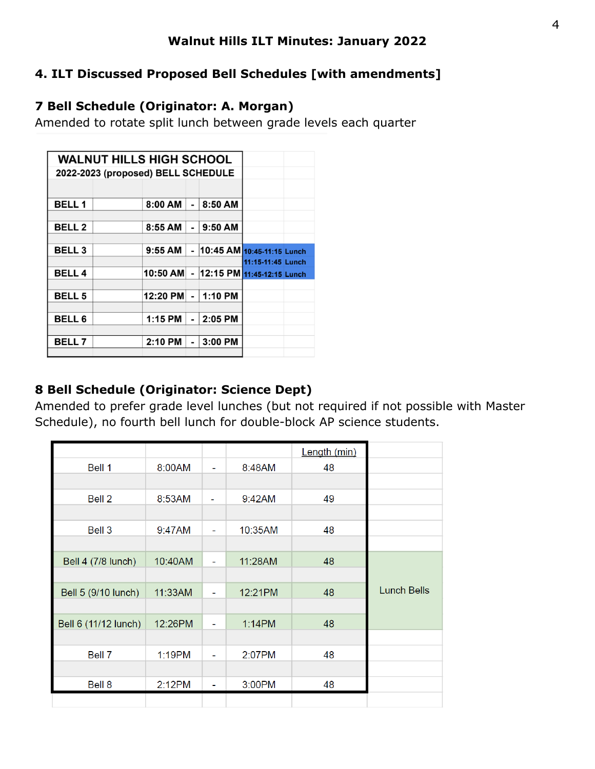# Walnut Hills ILT Minutes: January 2022

## 4. ILT Discussed Proposed Bell Schedules [with amendments]

### 7 Bell Schedule (Originator: A. Morgan)

Amended to rotate split lunch between grade levels each quarter

| WALNUT HILLS HIGH SCHOOL 2022-2023 (proposed) BELL SCHEDULE | | | | |
|---|---|---|---|---|
| BELL 1 | 8:00 AM | - | 8:50 AM | |
| BELL 2 | 8:55 AM | - | 9:50 AM | |
| BELL 3 | 9:55 AM | - | 10:45 AM | 10:45-11:15 Lunch |
| | | | | 11:15-11:45 Lunch |
| BELL 4 | 10:50 AM | - | 12:15 PM | 11:45-12:15 Lunch |
| BELL 5 | 12:20 PM | - | 1:10 PM | |
| BELL 6 | 1:15 PM | - | 2:05 PM | |
| BELL 7 | 2:10 PM | - | 3:00 PM | |

### 8 Bell Schedule (Originator: Science Dept)

Amended to prefer grade level lunches (but not required if not possible with Master Schedule), no fourth bell lunch for double-block AP science students.

| | | | | Length (min) | |
|---|---|---|---|---|---|
| Bell 1 | 8:00AM | - | 8:48AM | 48 | |
| Bell 2 | 8:53AM | - | 9:42AM | 49 | |
| Bell 3 | 9:47AM | - | 10:35AM | 48 | |
| Bell 4 (7/8 lunch) | 10:40AM | - | 11:28AM | 48 | Lunch Bells |
| Bell 5 (9/10 lunch) | 11:33AM | - | 12:21PM | 48 | Lunch Bells |
| Bell 6 (11/12 lunch) | 12:26PM | - | 1:14PM | 48 | Lunch Bells |
| Bell 7 | 1:19PM | - | 2:07PM | 48 | |
| Bell 8 | 2:12PM | - | 3:00PM | 48 | |